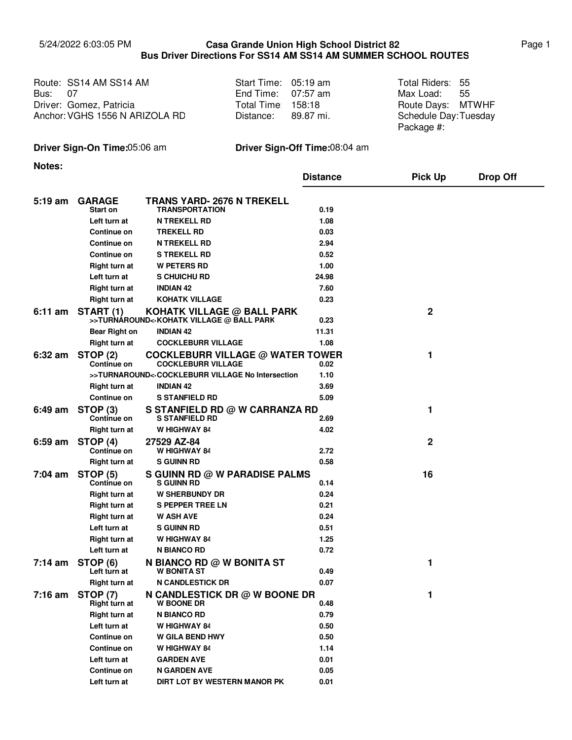5/24/2022 6:03:05 PM

# Casa Grande Union High School District 82
## Bus Driver Directions For SS14 AM SS14 AM SUMMER SCHOOL ROUTES

| | | |
|---|---|---|
| Route: SS14 AM SS14 AM | Start Time: 05:19 am | Total Riders: 55 |
| Bus: 07 | End Time: 07:57 am | Max Load: 55 |
| Driver: Gomez, Patricia | Total Time: 158:18 | Route Days: MTWHF |
| Anchor: VGHS 1556 N ARIZOLA RD | Distance: 89.87 mi. | Schedule Day: Tuesday |
| | | Package #: |

**Driver Sign-On Time:** 05:06 am

**Driver Sign-Off Time:** 08:04 am

**Notes:**

| Time | | | Distance | Pick Up | Drop Off |
|---|---|---|---|---|---|
| **5:19 am** | **GARAGE** | **TRANS YARD- 2676 N TREKELL** | | | |
| | Start on | TRANSPORTATION | 0.19 | | |
| | Left turn at | N TREKELL RD | 1.08 | | |
| | Continue on | TREKELL RD | 0.03 | | |
| | Continue on | N TREKELL RD | 2.94 | | |
| | Continue on | S TREKELL RD | 0.52 | | |
| | Right turn at | W PETERS RD | 1.00 | | |
| | Left turn at | S CHUICHU RD | 24.98 | | |
| | Right turn at | INDIAN 42 | 7.60 | | |
| | Right turn at | KOHATK VILLAGE | 0.23 | | |
| **6:11 am** | **START (1)** | **KOHATK VILLAGE @ BALL PARK** | | 2 | |
| | >>TURNAROUND<< | KOHATK VILLAGE @ BALL PARK | 0.23 | | |
| | Bear Right on | INDIAN 42 | 11.31 | | |
| | Right turn at | COCKLEBURR VILLAGE | 1.08 | | |
| **6:32 am** | **STOP (2)** | **COCKLEBURR VILLAGE @ WATER TOWER** | | 1 | |
| | Continue on | COCKLEBURR VILLAGE | 0.02 | | |
| | >>TURNAROUND<< | COCKLEBURR VILLAGE No Intersection | 1.10 | | |
| | Right turn at | INDIAN 42 | 3.69 | | |
| | Continue on | S STANFIELD RD | 5.09 | | |
| **6:49 am** | **STOP (3)** | **S STANFIELD RD @ W CARRANZA RD** | | 1 | |
| | Continue on | S STANFIELD RD | 2.69 | | |
| | Right turn at | W HIGHWAY 84 | 4.02 | | |
| **6:59 am** | **STOP (4)** | **27529 AZ-84** | | 2 | |
| | Continue on | W HIGHWAY 84 | 2.72 | | |
| | Right turn at | S GUINN RD | 0.58 | | |
| **7:04 am** | **STOP (5)** | **S GUINN RD @ W PARADISE PALMS** | | 16 | |
| | Continue on | S GUINN RD | 0.14 | | |
| | Right turn at | W SHERBUNDY DR | 0.24 | | |
| | Right turn at | S PEPPER TREE LN | 0.21 | | |
| | Right turn at | W ASH AVE | 0.24 | | |
| | Left turn at | S GUINN RD | 0.51 | | |
| | Right turn at | W HIGHWAY 84 | 1.25 | | |
| | Left turn at | N BIANCO RD | 0.72 | | |
| **7:14 am** | **STOP (6)** | **N BIANCO RD @ W BONITA ST** | | 1 | |
| | Left turn at | W BONITA ST | 0.49 | | |
| | Right turn at | N CANDLESTICK DR | 0.07 | | |
| **7:16 am** | **STOP (7)** | **N CANDLESTICK DR @ W BOONE DR** | | 1 | |
| | Right turn at | W BOONE DR | 0.48 | | |
| | Right turn at | N BIANCO RD | 0.79 | | |
| | Left turn at | W HIGHWAY 84 | 0.50 | | |
| | Continue on | W GILA BEND HWY | 0.50 | | |
| | Continue on | W HIGHWAY 84 | 1.14 | | |
| | Left turn at | GARDEN AVE | 0.01 | | |
| | Continue on | N GARDEN AVE | 0.05 | | |
| | Left turn at | DIRT LOT BY WESTERN MANOR PK | 0.01 | | |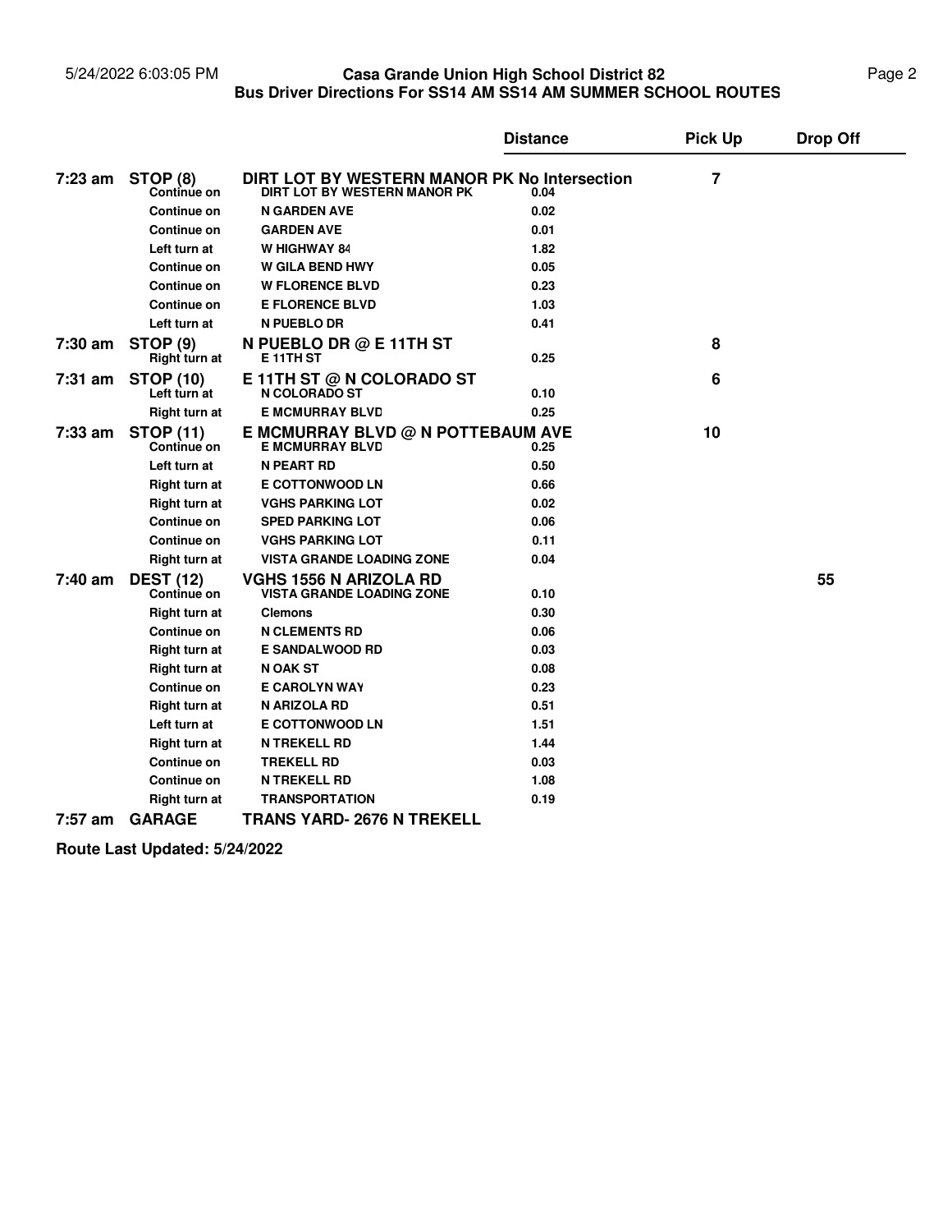**Casa Grande Union High School District 82**
**Bus Driver Directions For SS14 AM SS14 AM SUMMER SCHOOL ROUTES**

| | | | Distance | Pick Up | Drop Off |
|---|---|---|---|---|---|
| **7:23 am** | **STOP (8)** | **DIRT LOT BY WESTERN MANOR PK No Intersection** | | **7** | |
| | Continue on | DIRT LOT BY WESTERN MANOR PK | 0.04 | | |
| | Continue on | N GARDEN AVE | 0.02 | | |
| | Continue on | GARDEN AVE | 0.01 | | |
| | Left turn at | W HIGHWAY 84 | 1.82 | | |
| | Continue on | W GILA BEND HWY | 0.05 | | |
| | Continue on | W FLORENCE BLVD | 0.23 | | |
| | Continue on | E FLORENCE BLVD | 1.03 | | |
| | Left turn at | N PUEBLO DR | 0.41 | | |
| **7:30 am** | **STOP (9)** | **N PUEBLO DR @ E 11TH ST** | | **8** | |
| | Right turn at | E 11TH ST | 0.25 | | |
| **7:31 am** | **STOP (10)** | **E 11TH ST @ N COLORADO ST** | | **6** | |
| | Left turn at | N COLORADO ST | 0.10 | | |
| | Right turn at | E MCMURRAY BLVD | 0.25 | | |
| **7:33 am** | **STOP (11)** | **E MCMURRAY BLVD @ N POTTEBAUM AVE** | | **10** | |
| | Continue on | E MCMURRAY BLVD | 0.25 | | |
| | Left turn at | N PEART RD | 0.50 | | |
| | Right turn at | E COTTONWOOD LN | 0.66 | | |
| | Right turn at | VGHS PARKING LOT | 0.02 | | |
| | Continue on | SPED PARKING LOT | 0.06 | | |
| | Continue on | VGHS PARKING LOT | 0.11 | | |
| | Right turn at | VISTA GRANDE LOADING ZONE | 0.04 | | |
| **7:40 am** | **DEST (12)** | **VGHS 1556 N ARIZOLA RD** | | | **55** |
| | Continue on | VISTA GRANDE LOADING ZONE | 0.10 | | |
| | Right turn at | Clemons | 0.30 | | |
| | Continue on | N CLEMENTS RD | 0.06 | | |
| | Right turn at | E SANDALWOOD RD | 0.03 | | |
| | Right turn at | N OAK ST | 0.08 | | |
| | Continue on | E CAROLYN WAY | 0.23 | | |
| | Right turn at | N ARIZOLA RD | 0.51 | | |
| | Left turn at | E COTTONWOOD LN | 1.51 | | |
| | Right turn at | N TREKELL RD | 1.44 | | |
| | Continue on | TREKELL RD | 0.03 | | |
| | Continue on | N TREKELL RD | 1.08 | | |
| | Right turn at | TRANSPORTATION | 0.19 | | |
| **7:57 am** | **GARAGE** | **TRANS YARD- 2676 N TREKELL** | | | |

**Route Last Updated: 5/24/2022**